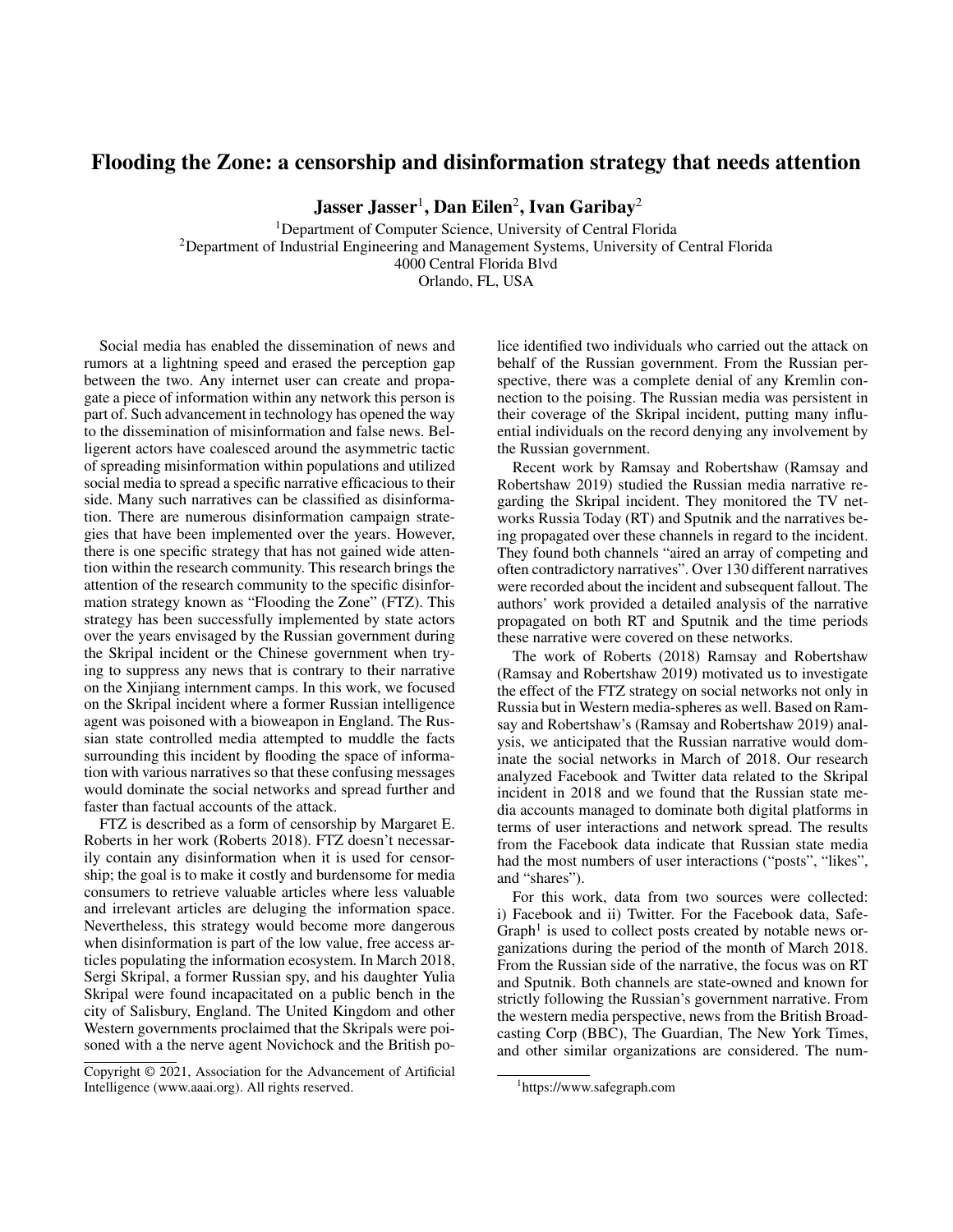# Flooding the Zone: a censorship and disinformation strategy that needs attention

**Jasser Jasser[1], Dan Eilen[2], Ivan Garibay[2]**

[1]Department of Computer Science, University of Central Florida
[2]Department of Industrial Engineering and Management Systems, University of Central Florida
4000 Central Florida Blvd
Orlando, FL, USA

Social media has enabled the dissemination of news and rumors at a lightning speed and erased the perception gap between the two. Any internet user can create and propagate a piece of information within any network this person is part of. Such advancement in technology has opened the way to the dissemination of misinformation and false news. Belligerent actors have coalesced around the asymmetric tactic of spreading misinformation within populations and utilized social media to spread a specific narrative efficacious to their side. Many such narratives can be classified as disinformation. There are numerous disinformation campaign strategies that have been implemented over the years. However, there is one specific strategy that has not gained wide attention within the research community. This research brings the attention of the research community to the specific disinformation strategy known as "Flooding the Zone" (FTZ). This strategy has been successfully implemented by state actors over the years envisaged by the Russian government during the Skripal incident or the Chinese government when trying to suppress any news that is contrary to their narrative on the Xinjiang internment camps. In this work, we focused on the Skripal incident where a former Russian intelligence agent was poisoned with a bioweapon in England. The Russian state controlled media attempted to muddle the facts surrounding this incident by flooding the space of information with various narratives so that these confusing messages would dominate the social networks and spread further and faster than factual accounts of the attack.

FTZ is described as a form of censorship by Margaret E. Roberts in her work (Roberts 2018). FTZ doesn't necessarily contain any disinformation when it is used for censorship; the goal is to make it costly and burdensome for media consumers to retrieve valuable articles where less valuable and irrelevant articles are deluging the information space. Nevertheless, this strategy would become more dangerous when disinformation is part of the low value, free access articles populating the information ecosystem. In March 2018, Sergi Skripal, a former Russian spy, and his daughter Yulia Skripal were found incapacitated on a public bench in the city of Salisbury, England. The United Kingdom and other Western governments proclaimed that the Skripals were poisoned with a the nerve agent Novichock and the British police identified two individuals who carried out the attack on behalf of the Russian government. From the Russian perspective, there was a complete denial of any Kremlin connection to the poising. The Russian media was persistent in their coverage of the Skripal incident, putting many influential individuals on the record denying any involvement by the Russian government.

Recent work by Ramsay and Robertshaw (Ramsay and Robertshaw 2019) studied the Russian media narrative regarding the Skripal incident. They monitored the TV networks Russia Today (RT) and Sputnik and the narratives being propagated over these channels in regard to the incident. They found both channels "aired an array of competing and often contradictory narratives". Over 130 different narratives were recorded about the incident and subsequent fallout. The authors' work provided a detailed analysis of the narrative propagated on both RT and Sputnik and the time periods these narrative were covered on these networks.

The work of Roberts (2018) Ramsay and Robertshaw (Ramsay and Robertshaw 2019) motivated us to investigate the effect of the FTZ strategy on social networks not only in Russia but in Western media-spheres as well. Based on Ramsay and Robertshaw's (Ramsay and Robertshaw 2019) analysis, we anticipated that the Russian narrative would dominate the social networks in March of 2018. Our research analyzed Facebook and Twitter data related to the Skripal incident in 2018 and we found that the Russian state media accounts managed to dominate both digital platforms in terms of user interactions and network spread. The results from the Facebook data indicate that Russian state media had the most numbers of user interactions ("posts", "likes", and "shares").

For this work, data from two sources were collected: i) Facebook and ii) Twitter. For the Facebook data, SafeGraph[1] is used to collect posts created by notable news organizations during the period of the month of March 2018. From the Russian side of the narrative, the focus was on RT and Sputnik. Both channels are state-owned and known for strictly following the Russian's government narrative. From the western media perspective, news from the British Broadcasting Corp (BBC), The Guardian, The New York Times, and other similar organizations are considered. The num-

Copyright © 2021, Association for the Advancement of Artificial Intelligence (www.aaai.org). All rights reserved.

[1]https://www.safegraph.com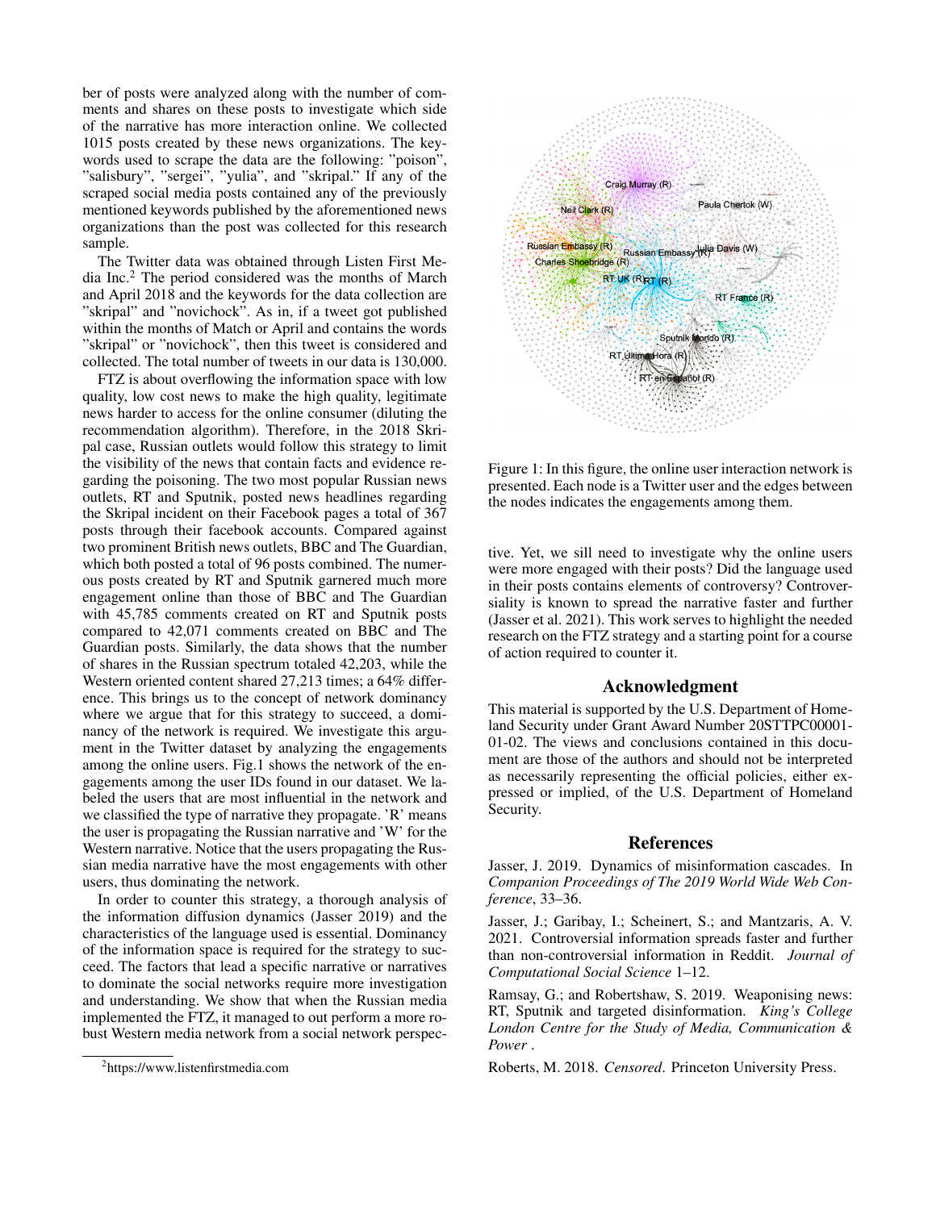ber of posts were analyzed along with the number of comments and shares on these posts to investigate which side of the narrative has more interaction online. We collected 1015 posts created by these news organizations. The keywords used to scrape the data are the following: "poison", "salisbury", "sergei", "yulia", and "skripal." If any of the scraped social media posts contained any of the previously mentioned keywords published by the aforementioned news organizations than the post was collected for this research sample.

The Twitter data was obtained through Listen First Media Inc.[2] The period considered was the months of March and April 2018 and the keywords for the data collection are "skripal" and "novichock". As in, if a tweet got published within the months of Match or April and contains the words "skripal" or "novichock", then this tweet is considered and collected. The total number of tweets in our data is 130,000.

FTZ is about overflowing the information space with low quality, low cost news to make the high quality, legitimate news harder to access for the online consumer (diluting the recommendation algorithm). Therefore, in the 2018 Skripal case, Russian outlets would follow this strategy to limit the visibility of the news that contain facts and evidence regarding the poisoning. The two most popular Russian news outlets, RT and Sputnik, posted news headlines regarding the Skripal incident on their Facebook pages a total of 367 posts through their facebook accounts. Compared against two prominent British news outlets, BBC and The Guardian, which both posted a total of 96 posts combined. The numerous posts created by RT and Sputnik garnered much more engagement online than those of BBC and The Guardian with 45,785 comments created on RT and Sputnik posts compared to 42,071 comments created on BBC and The Guardian posts. Similarly, the data shows that the number of shares in the Russian spectrum totaled 42,203, while the Western oriented content shared 27,213 times; a 64% difference. This brings us to the concept of network dominancy where we argue that for this strategy to succeed, a dominancy of the network is required. We investigate this argument in the Twitter dataset by analyzing the engagements among the online users. Fig.1 shows the network of the engagements among the user IDs found in our dataset. We labeled the users that are most influential in the network and we classified the type of narrative they propagate. 'R' means the user is propagating the Russian narrative and 'W' for the Western narrative. Notice that the users propagating the Russian media narrative have the most engagements with other users, thus dominating the network.

In order to counter this strategy, a thorough analysis of the information diffusion dynamics (Jasser 2019) and the characteristics of the language used is essential. Dominancy of the information space is required for the strategy to succeed. The factors that lead a specific narrative or narratives to dominate the social networks require more investigation and understanding. We show that when the Russian media implemented the FTZ, it managed to out perform a more robust Western media network from a social network perspective. Yet, we sill need to investigate why the online users were more engaged with their posts? Did the language used in their posts contains elements of controversy? Controversiality is known to spread the narrative faster and further (Jasser et al. 2021). This work serves to highlight the needed research on the FTZ strategy and a starting point for a course of action required to counter it.

[2]https://www.listenfirstmedia.com

Craig Murray (R)
Neil Clark (R)
Paula Chertok (W)
Russian Embassy (R)
Russian Embassy (R)
Julia Davis (W)
Charles Shoebridge (R)
RT UK (R)
RT (R)
RT France (R)
Sputnik Mondo (R)
RT Ultima Hora (R)
RT en Español (R)

Figure 1: In this figure, the online user interaction network is presented. Each node is a Twitter user and the edges between the nodes indicates the engagements among them.

## Acknowledgment

This material is supported by the U.S. Department of Homeland Security under Grant Award Number 20STTPC00001-01-02. The views and conclusions contained in this document are those of the authors and should not be interpreted as necessarily representing the official policies, either expressed or implied, of the U.S. Department of Homeland Security.

## References

Jasser, J. 2019. Dynamics of misinformation cascades. In *Companion Proceedings of The 2019 World Wide Web Conference*, 33–36.

Jasser, J.; Garibay, I.; Scheinert, S.; and Mantzaris, A. V. 2021. Controversial information spreads faster and further than non-controversial information in Reddit. *Journal of Computational Social Science* 1–12.

Ramsay, G.; and Robertshaw, S. 2019. Weaponising news: RT, Sputnik and targeted disinformation. *King's College London Centre for the Study of Media, Communication & Power* .

Roberts, M. 2018. *Censored*. Princeton University Press.